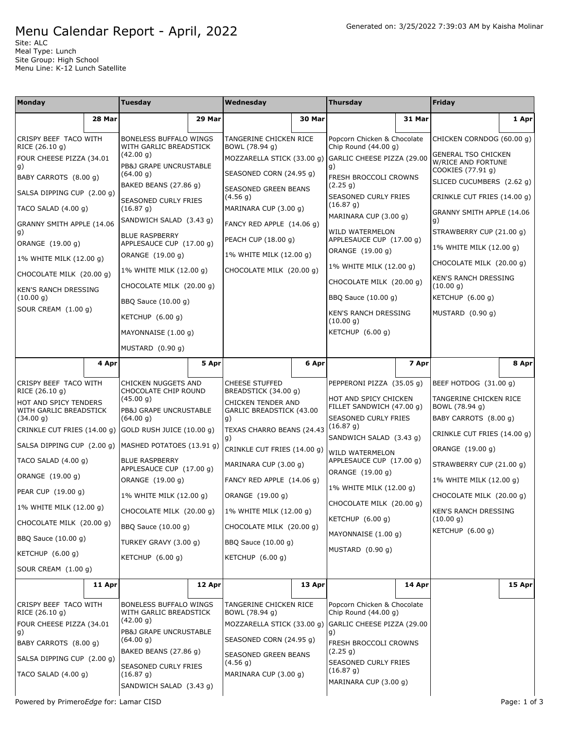# Menu Calendar Report - April, 2022

Generated on: 3/25/2022 7:39:03 AM by Kaisha Molinar

Site: ALC
Meal Type: Lunch
Site Group: High School
Menu Line: K-12 Lunch Satellite

| Monday | Tuesday | Wednesday | Thursday | Friday |
|---|---|---|---|---|
| **28 Mar** | **29 Mar** | **30 Mar** | **31 Mar** | **1 Apr** |
| CRISPY BEEF TACO WITH RICE (26.10 g)<br>FOUR CHEESE PIZZA (34.01 g)<br>BABY CARROTS (8.00 g)<br>SALSA DIPPING CUP (2.00 g)<br>TACO SALAD (4.00 g)<br>GRANNY SMITH APPLE (14.06 g)<br>ORANGE (19.00 g)<br>1% WHITE MILK (12.00 g)<br>CHOCOLATE MILK (20.00 g)<br>KEN'S RANCH DRESSING (10.00 g)<br>SOUR CREAM (1.00 g) | BONELESS BUFFALO WINGS WITH GARLIC BREADSTICK (42.00 g)<br>PB&J GRAPE UNCRUSTABLE (64.00 g)<br>BAKED BEANS (27.86 g)<br>SEASONED CURLY FRIES (16.87 g)<br>SANDWICH SALAD (3.43 g)<br>BLUE RASPBERRY APPLESAUCE CUP (17.00 g)<br>ORANGE (19.00 g)<br>1% WHITE MILK (12.00 g)<br>CHOCOLATE MILK (20.00 g)<br>BBQ Sauce (10.00 g)<br>KETCHUP (6.00 g)<br>MAYONNAISE (1.00 g)<br>MUSTARD (0.90 g) | TANGERINE CHICKEN RICE BOWL (78.94 g)<br>MOZZARELLA STICK (33.00 g)<br>SEASONED CORN (24.95 g)<br>SEASONED GREEN BEANS (4.56 g)<br>MARINARA CUP (3.00 g)<br>FANCY RED APPLE (14.06 g)<br>PEACH CUP (18.00 g)<br>1% WHITE MILK (12.00 g)<br>CHOCOLATE MILK (20.00 g) | Popcorn Chicken & Chocolate Chip Round (44.00 g)<br>GARLIC CHEESE PIZZA (29.00 g)<br>FRESH BROCCOLI CROWNS (2.25 g)<br>SEASONED CURLY FRIES (16.87 g)<br>MARINARA CUP (3.00 g)<br>WILD WATERMELON APPLESAUCE CUP (17.00 g)<br>ORANGE (19.00 g)<br>1% WHITE MILK (12.00 g)<br>CHOCOLATE MILK (20.00 g)<br>BBQ Sauce (10.00 g)<br>KEN'S RANCH DRESSING (10.00 g)<br>KETCHUP (6.00 g) | CHICKEN CORNDOG (60.00 g)<br>GENERAL TSO CHICKEN W/RICE AND FORTUNE COOKIES (77.91 g)<br>SLICED CUCUMBERS (2.62 g)<br>CRINKLE CUT FRIES (14.00 g)<br>GRANNY SMITH APPLE (14.06 g)<br>STRAWBERRY CUP (21.00 g)<br>1% WHITE MILK (12.00 g)<br>CHOCOLATE MILK (20.00 g)<br>KEN'S RANCH DRESSING (10.00 g)<br>KETCHUP (6.00 g)<br>MUSTARD (0.90 g) |
| **4 Apr** | **5 Apr** | **6 Apr** | **7 Apr** | **8 Apr** |
| CRISPY BEEF TACO WITH RICE (26.10 g)<br>HOT AND SPICY TENDERS WITH GARLIC BREADSTICK (34.00 g)<br>CRINKLE CUT FRIES (14.00 g)<br>SALSA DIPPING CUP (2.00 g)<br>TACO SALAD (4.00 g)<br>ORANGE (19.00 g)<br>PEAR CUP (19.00 g)<br>1% WHITE MILK (12.00 g)<br>CHOCOLATE MILK (20.00 g)<br>BBQ Sauce (10.00 g)<br>KETCHUP (6.00 g)<br>SOUR CREAM (1.00 g) | CHICKEN NUGGETS AND CHOCOLATE CHIP ROUND (45.00 g)<br>PB&J GRAPE UNCRUSTABLE (64.00 g)<br>GOLD RUSH JUICE (10.00 g)<br>MASHED POTATOES (13.91 g)<br>BLUE RASPBERRY APPLESAUCE CUP (17.00 g)<br>ORANGE (19.00 g)<br>1% WHITE MILK (12.00 g)<br>CHOCOLATE MILK (20.00 g)<br>BBQ Sauce (10.00 g)<br>TURKEY GRAVY (3.00 g)<br>KETCHUP (6.00 g) | CHEESE STUFFED BREADSTICK (34.00 g)<br>CHICKEN TENDER AND GARLIC BREADSTICK (43.00 g)<br>TEXAS CHARRO BEANS (24.43 g)<br>CRINKLE CUT FRIES (14.00 g)<br>MARINARA CUP (3.00 g)<br>FANCY RED APPLE (14.06 g)<br>ORANGE (19.00 g)<br>1% WHITE MILK (12.00 g)<br>CHOCOLATE MILK (20.00 g)<br>BBQ Sauce (10.00 g)<br>KETCHUP (6.00 g) | PEPPERONI PIZZA (35.05 g)<br>HOT AND SPICY CHICKEN FILLET SANDWICH (47.00 g)<br>SEASONED CURLY FRIES (16.87 g)<br>SANDWICH SALAD (3.43 g)<br>WILD WATERMELON APPLESAUCE CUP (17.00 g)<br>ORANGE (19.00 g)<br>1% WHITE MILK (12.00 g)<br>CHOCOLATE MILK (20.00 g)<br>KETCHUP (6.00 g)<br>MAYONNAISE (1.00 g)<br>MUSTARD (0.90 g) | BEEF HOTDOG (31.00 g)<br>TANGERINE CHICKEN RICE BOWL (78.94 g)<br>BABY CARROTS (8.00 g)<br>CRINKLE CUT FRIES (14.00 g)<br>ORANGE (19.00 g)<br>STRAWBERRY CUP (21.00 g)<br>1% WHITE MILK (12.00 g)<br>CHOCOLATE MILK (20.00 g)<br>KEN'S RANCH DRESSING (10.00 g)<br>KETCHUP (6.00 g) |
| **11 Apr** | **12 Apr** | **13 Apr** | **14 Apr** | **15 Apr** |
| CRISPY BEEF TACO WITH RICE (26.10 g)<br>FOUR CHEESE PIZZA (34.01 g)<br>BABY CARROTS (8.00 g)<br>SALSA DIPPING CUP (2.00 g)<br>TACO SALAD (4.00 g) | BONELESS BUFFALO WINGS WITH GARLIC BREADSTICK (42.00 g)<br>PB&J GRAPE UNCRUSTABLE (64.00 g)<br>BAKED BEANS (27.86 g)<br>SEASONED CURLY FRIES (16.87 g)<br>SANDWICH SALAD (3.43 g) | TANGERINE CHICKEN RICE BOWL (78.94 g)<br>MOZZARELLA STICK (33.00 g)<br>SEASONED CORN (24.95 g)<br>SEASONED GREEN BEANS (4.56 g)<br>MARINARA CUP (3.00 g) | Popcorn Chicken & Chocolate Chip Round (44.00 g)<br>GARLIC CHEESE PIZZA (29.00 g)<br>FRESH BROCCOLI CROWNS (2.25 g)<br>SEASONED CURLY FRIES (16.87 g)<br>MARINARA CUP (3.00 g) | |

Powered by Primero*Edge* for: Lamar CISD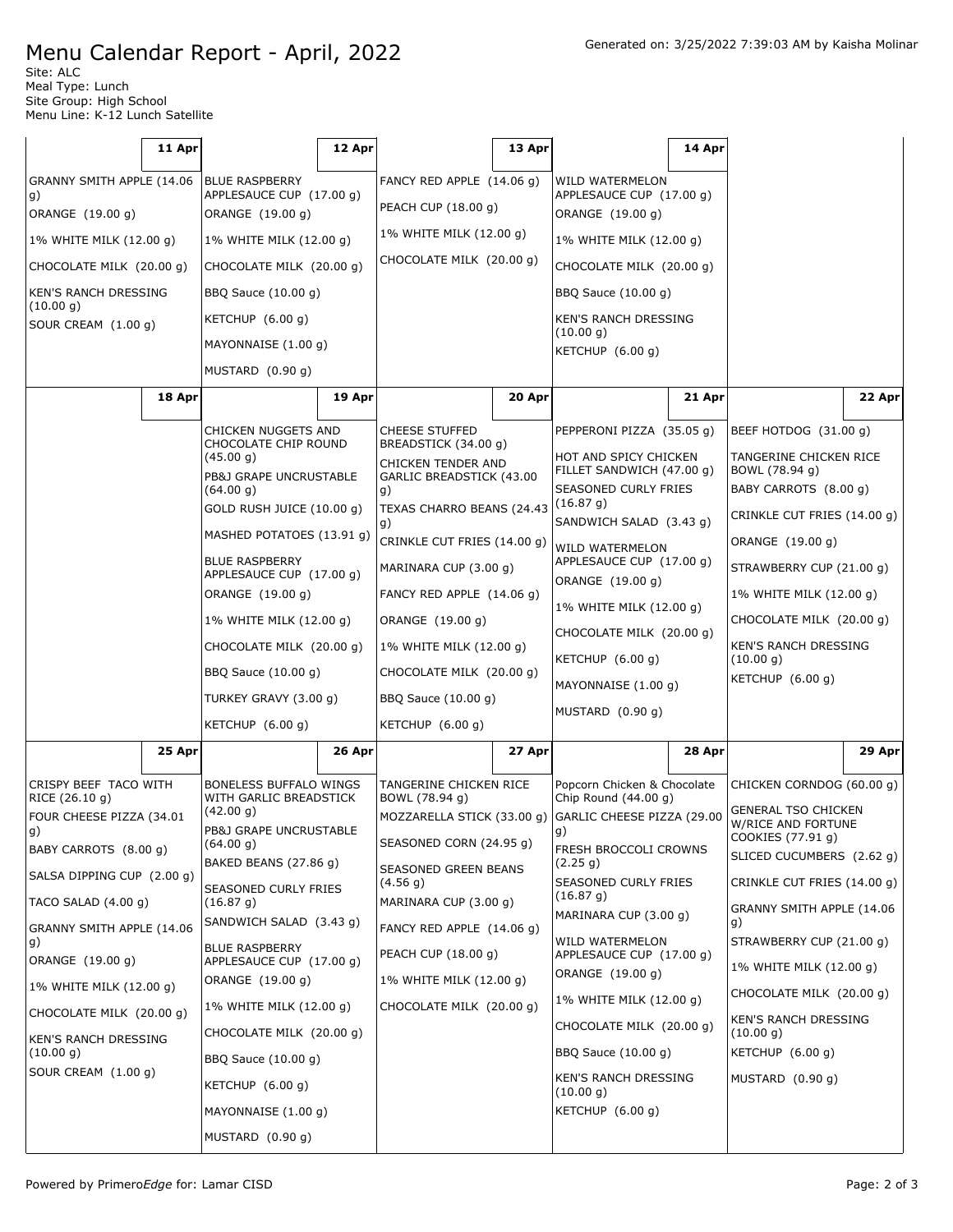# Menu Calendar Report - April, 2022

Generated on: 3/25/2022 7:39:03 AM by Kaisha Molinar

Site: ALC
Meal Type: Lunch
Site Group: High School
Menu Line: K-12 Lunch Satellite

| 11 Apr | 12 Apr | 13 Apr | 14 Apr | |
|---|---|---|---|---|
| GRANNY SMITH APPLE (14.06 g)<br>ORANGE (19.00 g)<br>1% WHITE MILK (12.00 g)<br>CHOCOLATE MILK (20.00 g)<br>KEN'S RANCH DRESSING (10.00 g)<br>SOUR CREAM (1.00 g) | BLUE RASPBERRY APPLESAUCE CUP (17.00 g)<br>ORANGE (19.00 g)<br>1% WHITE MILK (12.00 g)<br>CHOCOLATE MILK (20.00 g)<br>BBQ Sauce (10.00 g)<br>KETCHUP (6.00 g)<br>MAYONNAISE (1.00 g)<br>MUSTARD (0.90 g) | FANCY RED APPLE (14.06 g)<br>PEACH CUP (18.00 g)<br>1% WHITE MILK (12.00 g)<br>CHOCOLATE MILK (20.00 g) | WILD WATERMELON APPLESAUCE CUP (17.00 g)<br>ORANGE (19.00 g)<br>1% WHITE MILK (12.00 g)<br>CHOCOLATE MILK (20.00 g)<br>BBQ Sauce (10.00 g)<br>KEN'S RANCH DRESSING (10.00 g)<br>KETCHUP (6.00 g) | |
| **18 Apr** | **19 Apr** | **20 Apr** | **21 Apr** | **22 Apr** |
| | CHICKEN NUGGETS AND CHOCOLATE CHIP ROUND (45.00 g)<br>PB&J GRAPE UNCRUSTABLE (64.00 g)<br>GOLD RUSH JUICE (10.00 g)<br>MASHED POTATOES (13.91 g)<br>BLUE RASPBERRY APPLESAUCE CUP (17.00 g)<br>ORANGE (19.00 g)<br>1% WHITE MILK (12.00 g)<br>CHOCOLATE MILK (20.00 g)<br>BBQ Sauce (10.00 g)<br>TURKEY GRAVY (3.00 g)<br>KETCHUP (6.00 g) | CHEESE STUFFED BREADSTICK (34.00 g)<br>CHICKEN TENDER AND GARLIC BREADSTICK (43.00 g)<br>TEXAS CHARRO BEANS (24.43 g)<br>CRINKLE CUT FRIES (14.00 g)<br>MARINARA CUP (3.00 g)<br>FANCY RED APPLE (14.06 g)<br>ORANGE (19.00 g)<br>1% WHITE MILK (12.00 g)<br>CHOCOLATE MILK (20.00 g)<br>BBQ Sauce (10.00 g)<br>KETCHUP (6.00 g) | PEPPERONI PIZZA (35.05 g)<br>HOT AND SPICY CHICKEN FILLET SANDWICH (47.00 g)<br>SEASONED CURLY FRIES (16.87 g)<br>SANDWICH SALAD (3.43 g)<br>WILD WATERMELON APPLESAUCE CUP (17.00 g)<br>ORANGE (19.00 g)<br>1% WHITE MILK (12.00 g)<br>CHOCOLATE MILK (20.00 g)<br>KETCHUP (6.00 g)<br>MAYONNAISE (1.00 g)<br>MUSTARD (0.90 g) | BEEF HOTDOG (31.00 g)<br>TANGERINE CHICKEN RICE BOWL (78.94 g)<br>BABY CARROTS (8.00 g)<br>CRINKLE CUT FRIES (14.00 g)<br>ORANGE (19.00 g)<br>STRAWBERRY CUP (21.00 g)<br>1% WHITE MILK (12.00 g)<br>CHOCOLATE MILK (20.00 g)<br>KEN'S RANCH DRESSING (10.00 g)<br>KETCHUP (6.00 g) |
| **25 Apr** | **26 Apr** | **27 Apr** | **28 Apr** | **29 Apr** |
| CRISPY BEEF TACO WITH RICE (26.10 g)<br>FOUR CHEESE PIZZA (34.01 g)<br>BABY CARROTS (8.00 g)<br>SALSA DIPPING CUP (2.00 g)<br>TACO SALAD (4.00 g)<br>GRANNY SMITH APPLE (14.06 g)<br>ORANGE (19.00 g)<br>1% WHITE MILK (12.00 g)<br>CHOCOLATE MILK (20.00 g)<br>KEN'S RANCH DRESSING (10.00 g)<br>SOUR CREAM (1.00 g) | BONELESS BUFFALO WINGS WITH GARLIC BREADSTICK (42.00 g)<br>PB&J GRAPE UNCRUSTABLE (64.00 g)<br>BAKED BEANS (27.86 g)<br>SEASONED CURLY FRIES (16.87 g)<br>SANDWICH SALAD (3.43 g)<br>BLUE RASPBERRY APPLESAUCE CUP (17.00 g)<br>ORANGE (19.00 g)<br>1% WHITE MILK (12.00 g)<br>CHOCOLATE MILK (20.00 g)<br>BBQ Sauce (10.00 g)<br>KETCHUP (6.00 g)<br>MAYONNAISE (1.00 g)<br>MUSTARD (0.90 g) | TANGERINE CHICKEN RICE BOWL (78.94 g)<br>MOZZARELLA STICK (33.00 g)<br>SEASONED CORN (24.95 g)<br>SEASONED GREEN BEANS (4.56 g)<br>MARINARA CUP (3.00 g)<br>FANCY RED APPLE (14.06 g)<br>PEACH CUP (18.00 g)<br>1% WHITE MILK (12.00 g)<br>CHOCOLATE MILK (20.00 g) | Popcorn Chicken & Chocolate Chip Round (44.00 g)<br>GARLIC CHEESE PIZZA (29.00 g)<br>FRESH BROCCOLI CROWNS (2.25 g)<br>SEASONED CURLY FRIES (16.87 g)<br>MARINARA CUP (3.00 g)<br>WILD WATERMELON APPLESAUCE CUP (17.00 g)<br>ORANGE (19.00 g)<br>1% WHITE MILK (12.00 g)<br>CHOCOLATE MILK (20.00 g)<br>BBQ Sauce (10.00 g)<br>KEN'S RANCH DRESSING (10.00 g)<br>KETCHUP (6.00 g) | CHICKEN CORNDOG (60.00 g)<br>GENERAL TSO CHICKEN W/RICE AND FORTUNE COOKIES (77.91 g)<br>SLICED CUCUMBERS (2.62 g)<br>CRINKLE CUT FRIES (14.00 g)<br>GRANNY SMITH APPLE (14.06 g)<br>STRAWBERRY CUP (21.00 g)<br>1% WHITE MILK (12.00 g)<br>CHOCOLATE MILK (20.00 g)<br>KEN'S RANCH DRESSING (10.00 g)<br>KETCHUP (6.00 g)<br>MUSTARD (0.90 g) |

Powered by PrimeroEdge for: Lamar CISD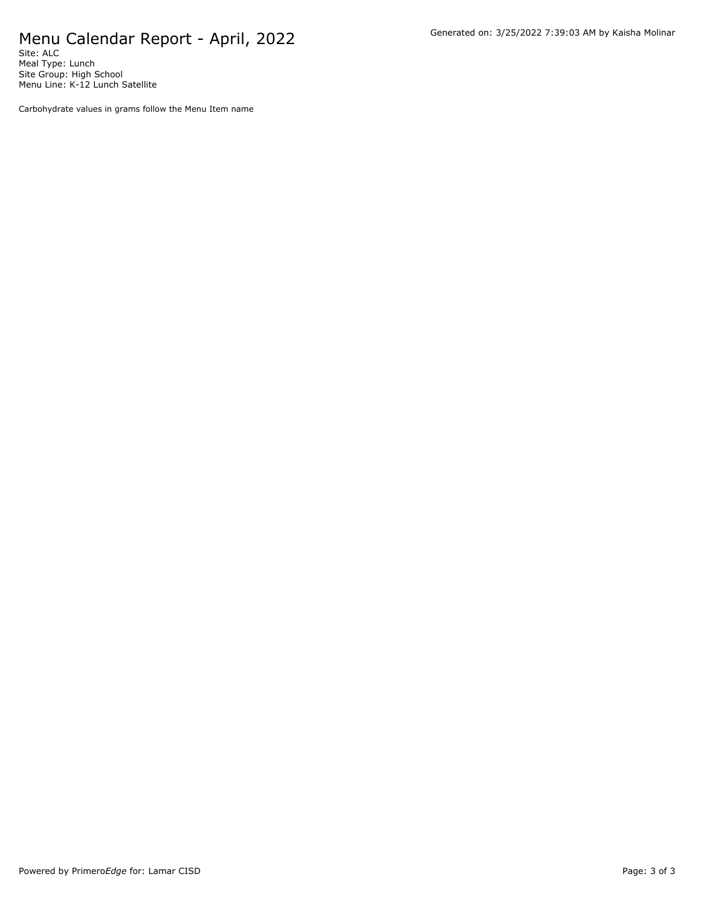# Menu Calendar Report - April, 2022

Generated on: 3/25/2022 7:39:03 AM by Kaisha Molinar

Site: ALC
Meal Type: Lunch
Site Group: High School
Menu Line: K-12 Lunch Satellite

Carbohydrate values in grams follow the Menu Item name

Powered by Primero*Edge* for: Lamar CISD